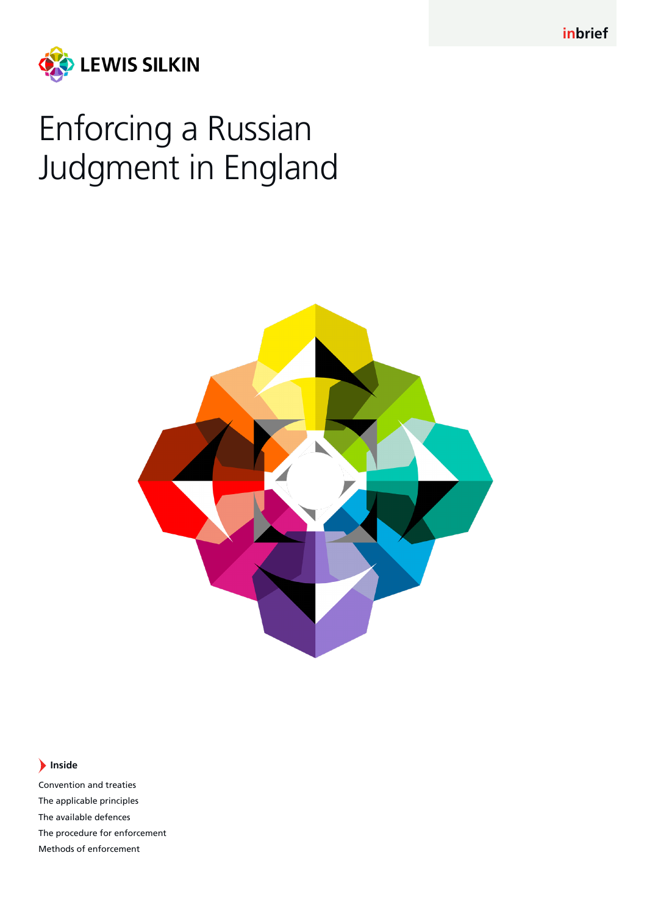inbrief

LEWIS SILKIN

# Enforcing a Russian Judgment in England

**Inside**

- Convention and treaties
- The applicable principles
- The available defences
- The procedure for enforcement
- Methods of enforcement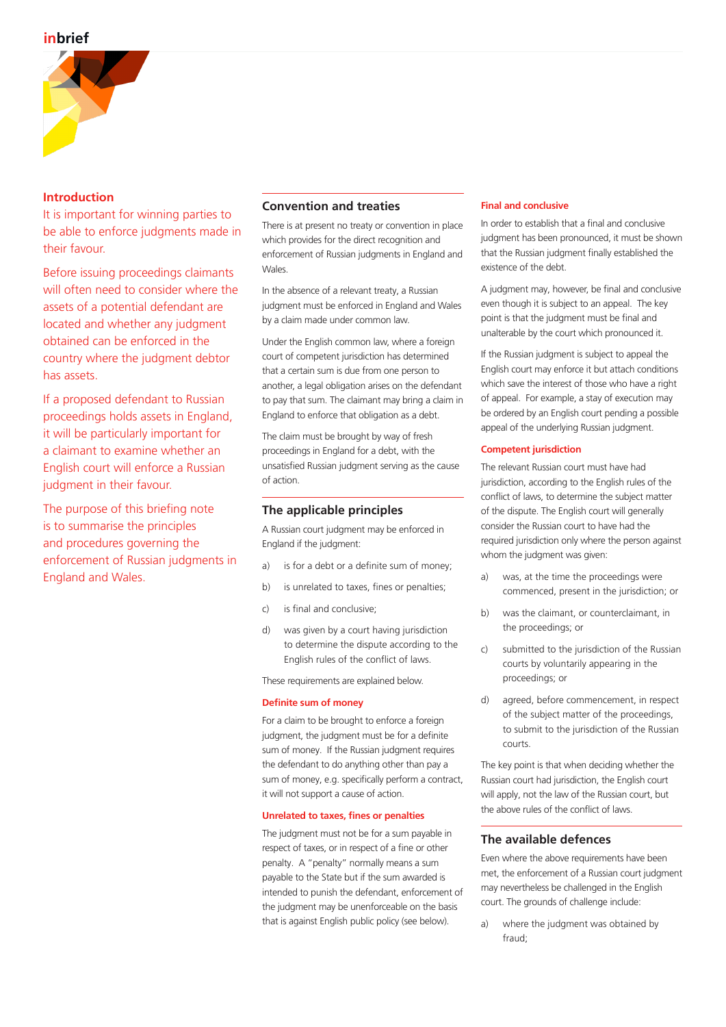## Introduction

It is important for winning parties to be able to enforce judgments made in their favour.

Before issuing proceedings claimants will often need to consider where the assets of a potential defendant are located and whether any judgment obtained can be enforced in the country where the judgment debtor has assets.

If a proposed defendant to Russian proceedings holds assets in England, it will be particularly important for a claimant to examine whether an English court will enforce a Russian judgment in their favour.

The purpose of this briefing note is to summarise the principles and procedures governing the enforcement of Russian judgments in England and Wales.

## Convention and treaties

There is at present no treaty or convention in place which provides for the direct recognition and enforcement of Russian judgments in England and Wales.

In the absence of a relevant treaty, a Russian judgment must be enforced in England and Wales by a claim made under common law.

Under the English common law, where a foreign court of competent jurisdiction has determined that a certain sum is due from one person to another, a legal obligation arises on the defendant to pay that sum. The claimant may bring a claim in England to enforce that obligation as a debt.

The claim must be brought by way of fresh proceedings in England for a debt, with the unsatisfied Russian judgment serving as the cause of action.

## The applicable principles

A Russian court judgment may be enforced in England if the judgment:

a) is for a debt or a definite sum of money;

b) is unrelated to taxes, fines or penalties;

c) is final and conclusive;

d) was given by a court having jurisdiction to determine the dispute according to the English rules of the conflict of laws.

These requirements are explained below.

### Definite sum of money

For a claim to be brought to enforce a foreign judgment, the judgment must be for a definite sum of money. If the Russian judgment requires the defendant to do anything other than pay a sum of money, e.g. specifically perform a contract, it will not support a cause of action.

### Unrelated to taxes, fines or penalties

The judgment must not be for a sum payable in respect of taxes, or in respect of a fine or other penalty. A "penalty" normally means a sum payable to the State but if the sum awarded is intended to punish the defendant, enforcement of the judgment may be unenforceable on the basis that is against English public policy (see below).

### Final and conclusive

In order to establish that a final and conclusive judgment has been pronounced, it must be shown that the Russian judgment finally established the existence of the debt.

A judgment may, however, be final and conclusive even though it is subject to an appeal. The key point is that the judgment must be final and unalterable by the court which pronounced it.

If the Russian judgment is subject to appeal the English court may enforce it but attach conditions which save the interest of those who have a right of appeal. For example, a stay of execution may be ordered by an English court pending a possible appeal of the underlying Russian judgment.

### Competent jurisdiction

The relevant Russian court must have had jurisdiction, according to the English rules of the conflict of laws, to determine the subject matter of the dispute. The English court will generally consider the Russian court to have had the required jurisdiction only where the person against whom the judgment was given:

a) was, at the time the proceedings were commenced, present in the jurisdiction; or

b) was the claimant, or counterclaimant, in the proceedings; or

c) submitted to the jurisdiction of the Russian courts by voluntarily appearing in the proceedings; or

d) agreed, before commencement, in respect of the subject matter of the proceedings, to submit to the jurisdiction of the Russian courts.

The key point is that when deciding whether the Russian court had jurisdiction, the English court will apply, not the law of the Russian court, but the above rules of the conflict of laws.

## The available defences

Even where the above requirements have been met, the enforcement of a Russian court judgment may nevertheless be challenged in the English court. The grounds of challenge include:

a) where the judgment was obtained by fraud;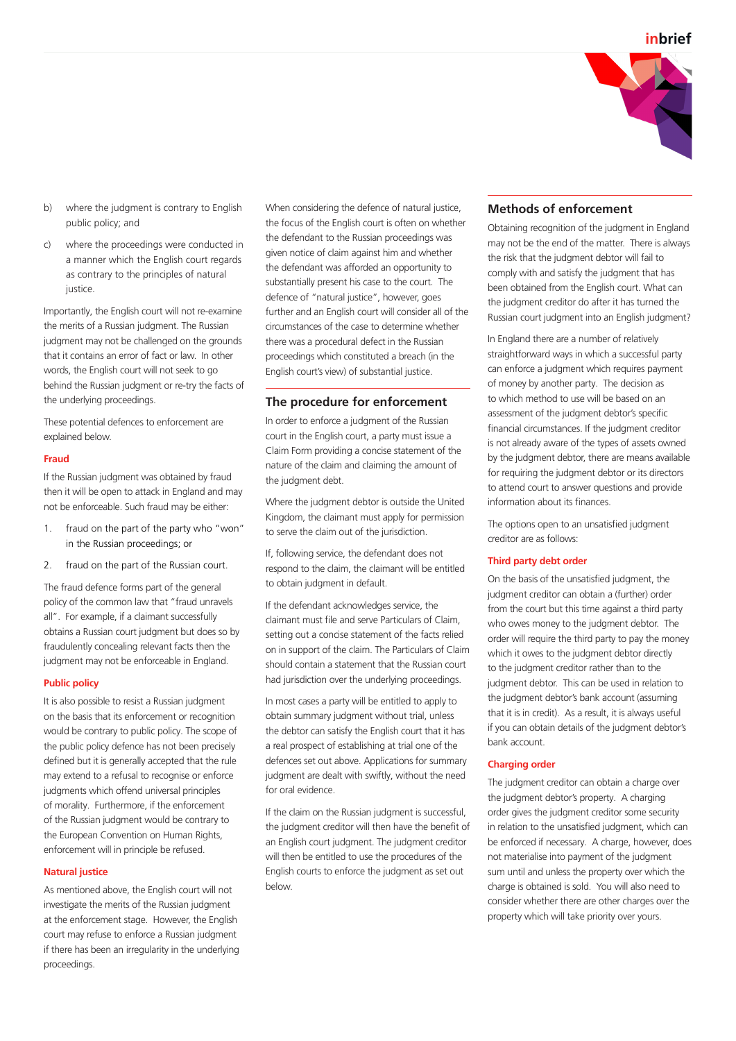b) where the judgment is contrary to English public policy; and

c) where the proceedings were conducted in a manner which the English court regards as contrary to the principles of natural justice.

Importantly, the English court will not re-examine the merits of a Russian judgment. The Russian judgment may not be challenged on the grounds that it contains an error of fact or law. In other words, the English court will not seek to go behind the Russian judgment or re-try the facts of the underlying proceedings.

These potential defences to enforcement are explained below.

#### Fraud

If the Russian judgment was obtained by fraud then it will be open to attack in England and may not be enforceable. Such fraud may be either:

1. fraud on the part of the party who "won" in the Russian proceedings; or
2. fraud on the part of the Russian court.

The fraud defence forms part of the general policy of the common law that "fraud unravels all". For example, if a claimant successfully obtains a Russian court judgment but does so by fraudulently concealing relevant facts then the judgment may not be enforceable in England.

#### Public policy

It is also possible to resist a Russian judgment on the basis that its enforcement or recognition would be contrary to public policy. The scope of the public policy defence has not been precisely defined but it is generally accepted that the rule may extend to a refusal to recognise or enforce judgments which offend universal principles of morality. Furthermore, if the enforcement of the Russian judgment would be contrary to the European Convention on Human Rights, enforcement will in principle be refused.

#### Natural justice

As mentioned above, the English court will not investigate the merits of the Russian judgment at the enforcement stage. However, the English court may refuse to enforce a Russian judgment if there has been an irregularity in the underlying proceedings.

When considering the defence of natural justice, the focus of the English court is often on whether the defendant to the Russian proceedings was given notice of claim against him and whether the defendant was afforded an opportunity to substantially present his case to the court. The defence of "natural justice", however, goes further and an English court will consider all of the circumstances of the case to determine whether there was a procedural defect in the Russian proceedings which constituted a breach (in the English court's view) of substantial justice.

## The procedure for enforcement

In order to enforce a judgment of the Russian court in the English court, a party must issue a Claim Form providing a concise statement of the nature of the claim and claiming the amount of the judgment debt.

Where the judgment debtor is outside the United Kingdom, the claimant must apply for permission to serve the claim out of the jurisdiction.

If, following service, the defendant does not respond to the claim, the claimant will be entitled to obtain judgment in default.

If the defendant acknowledges service, the claimant must file and serve Particulars of Claim, setting out a concise statement of the facts relied on in support of the claim. The Particulars of Claim should contain a statement that the Russian court had jurisdiction over the underlying proceedings.

In most cases a party will be entitled to apply to obtain summary judgment without trial, unless the debtor can satisfy the English court that it has a real prospect of establishing at trial one of the defences set out above. Applications for summary judgment are dealt with swiftly, without the need for oral evidence.

If the claim on the Russian judgment is successful, the judgment creditor will then have the benefit of an English court judgment. The judgment creditor will then be entitled to use the procedures of the English courts to enforce the judgment as set out below.

## Methods of enforcement

Obtaining recognition of the judgment in England may not be the end of the matter. There is always the risk that the judgment debtor will fail to comply with and satisfy the judgment that has been obtained from the English court. What can the judgment creditor do after it has turned the Russian court judgment into an English judgment?

In England there are a number of relatively straightforward ways in which a successful party can enforce a judgment which requires payment of money by another party. The decision as to which method to use will be based on an assessment of the judgment debtor's specific financial circumstances. If the judgment creditor is not already aware of the types of assets owned by the judgment debtor, there are means available for requiring the judgment debtor or its directors to attend court to answer questions and provide information about its finances.

The options open to an unsatisfied judgment creditor are as follows:

#### Third party debt order

On the basis of the unsatisfied judgment, the judgment creditor can obtain a (further) order from the court but this time against a third party who owes money to the judgment debtor. The order will require the third party to pay the money which it owes to the judgment debtor directly to the judgment creditor rather than to the judgment debtor. This can be used in relation to the judgment debtor's bank account (assuming that it is in credit). As a result, it is always useful if you can obtain details of the judgment debtor's bank account.

#### Charging order

The judgment creditor can obtain a charge over the judgment debtor's property. A charging order gives the judgment creditor some security in relation to the unsatisfied judgment, which can be enforced if necessary. A charge, however, does not materialise into payment of the judgment sum until and unless the property over which the charge is obtained is sold. You will also need to consider whether there are other charges over the property which will take priority over yours.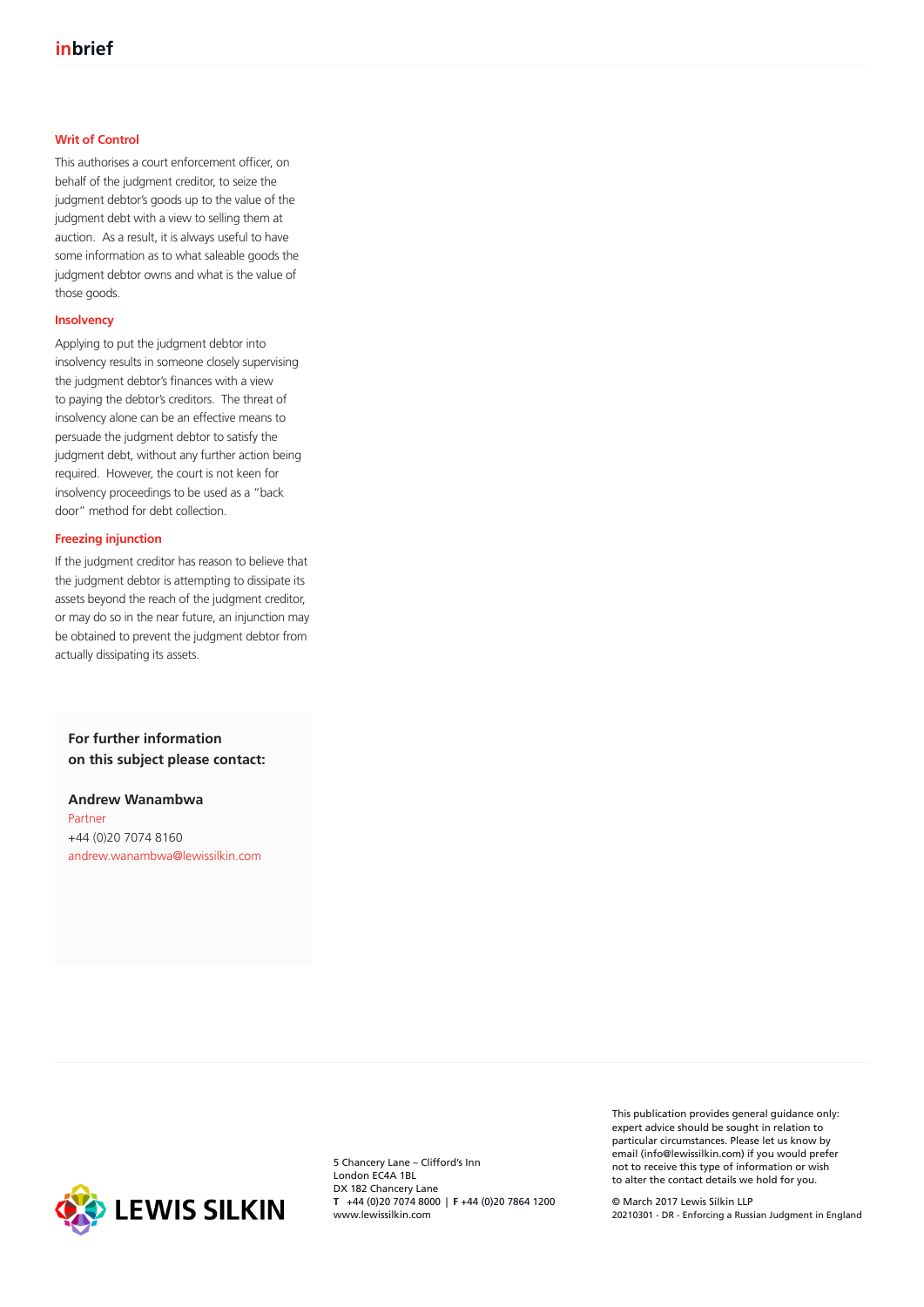### Writ of Control

This authorises a court enforcement officer, on behalf of the judgment creditor, to seize the judgment debtor's goods up to the value of the judgment debt with a view to selling them at auction. As a result, it is always useful to have some information as to what saleable goods the judgment debtor owns and what is the value of those goods.

### Insolvency

Applying to put the judgment debtor into insolvency results in someone closely supervising the judgment debtor's finances with a view to paying the debtor's creditors. The threat of insolvency alone can be an effective means to persuade the judgment debtor to satisfy the judgment debt, without any further action being required. However, the court is not keen for insolvency proceedings to be used as a "back door" method for debt collection.

### Freezing injunction

If the judgment creditor has reason to believe that the judgment debtor is attempting to dissipate its assets beyond the reach of the judgment creditor, or may do so in the near future, an injunction may be obtained to prevent the judgment debtor from actually dissipating its assets.

**For further information on this subject please contact:**

**Andrew Wanambwa**
Partner
+44 (0)20 7074 8160
andrew.wanambwa@lewissilkin.com

LEWIS SILKIN

5 Chancery Lane – Clifford's Inn
London EC4A 1BL
DX 182 Chancery Lane
**T** +44 (0)20 7074 8000 | **F** +44 (0)20 7864 1200
www.lewissilkin.com

This publication provides general guidance only: expert advice should be sought in relation to particular circumstances. Please let us know by email (info@lewissilkin.com) if you would prefer not to receive this type of information or wish to alter the contact details we hold for you.

© March 2017 Lewis Silkin LLP
20210301 - DR - Enforcing a Russian Judgment in England